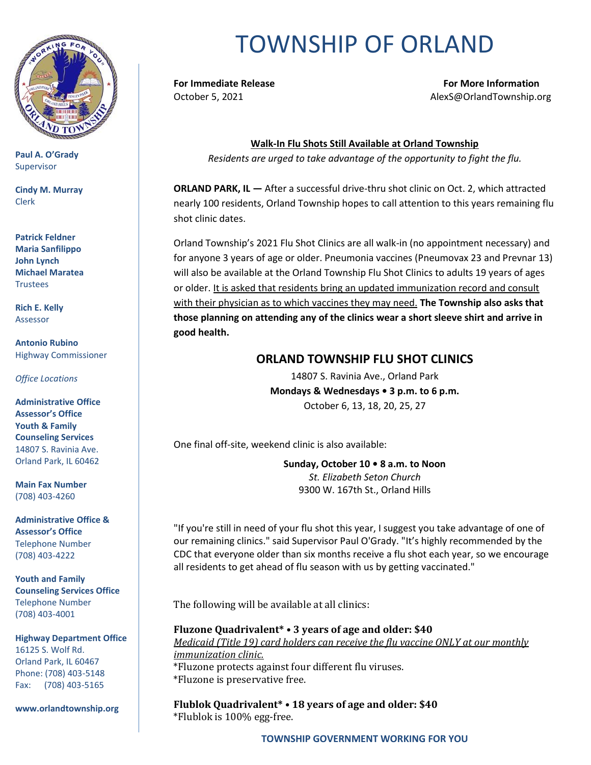# TOWNSHIP OF ORLAND

**Paul A. O'Grady**
Supervisor

**Cindy M. Murray**
Clerk

**Patrick Feldner**
**Maria Sanfilippo**
**John Lynch**
**Michael Maratea**
Trustees

**Rich E. Kelly**
Assessor

**Antonio Rubino**
Highway Commissioner

*Office Locations*

**Administrative Office**
**Assessor's Office**
**Youth & Family Counseling Services**
14807 S. Ravinia Ave.
Orland Park, IL 60462

**Main Fax Number**
(708) 403-4260

**Administrative Office & Assessor's Office**
Telephone Number
(708) 403-4222

**Youth and Family Counseling Services Office**
Telephone Number
(708) 403-4001

**Highway Department Office**
16125 S. Wolf Rd.
Orland Park, IL 60467
Phone: (708) 403-5148
Fax: (708) 403-5165

**www.orlandtownship.org**

---

**For Immediate Release**
October 5, 2021

**For More Information**
AlexS@OrlandTownship.org

**Walk-In Flu Shots Still Available at Orland Township**

*Residents are urged to take advantage of the opportunity to fight the flu.*

**ORLAND PARK, IL —** After a successful drive-thru shot clinic on Oct. 2, which attracted nearly 100 residents, Orland Township hopes to call attention to this years remaining flu shot clinic dates.

Orland Township's 2021 Flu Shot Clinics are all walk-in (no appointment necessary) and for anyone 3 years of age or older. Pneumonia vaccines (Pneumovax 23 and Prevnar 13) will also be available at the Orland Township Flu Shot Clinics to adults 19 years of ages or older. It is asked that residents bring an updated immunization record and consult with their physician as to which vaccines they may need. **The Township also asks that those planning on attending any of the clinics wear a short sleeve shirt and arrive in good health.**

## ORLAND TOWNSHIP FLU SHOT CLINICS

14807 S. Ravinia Ave., Orland Park
**Mondays & Wednesdays • 3 p.m. to 6 p.m.**
October 6, 13, 18, 20, 25, 27

One final off-site, weekend clinic is also available:

**Sunday, October 10 • 8 a.m. to Noon**
*St. Elizabeth Seton Church*
9300 W. 167th St., Orland Hills

"If you're still in need of your flu shot this year, I suggest you take advantage of one of our remaining clinics." said Supervisor Paul O'Grady. "It's highly recommended by the CDC that everyone older than six months receive a flu shot each year, so we encourage all residents to get ahead of flu season with us by getting vaccinated."

The following will be available at all clinics:

**Fluzone Quadrivalent* • 3 years of age and older: $40**
*Medicaid (Title 19) card holders can receive the flu vaccine ONLY at our monthly immunization clinic.*
*Fluzone protects against four different flu viruses.
*Fluzone is preservative free.

**Flublok Quadrivalent* • 18 years of age and older: $40**
*Flublok is 100% egg-free.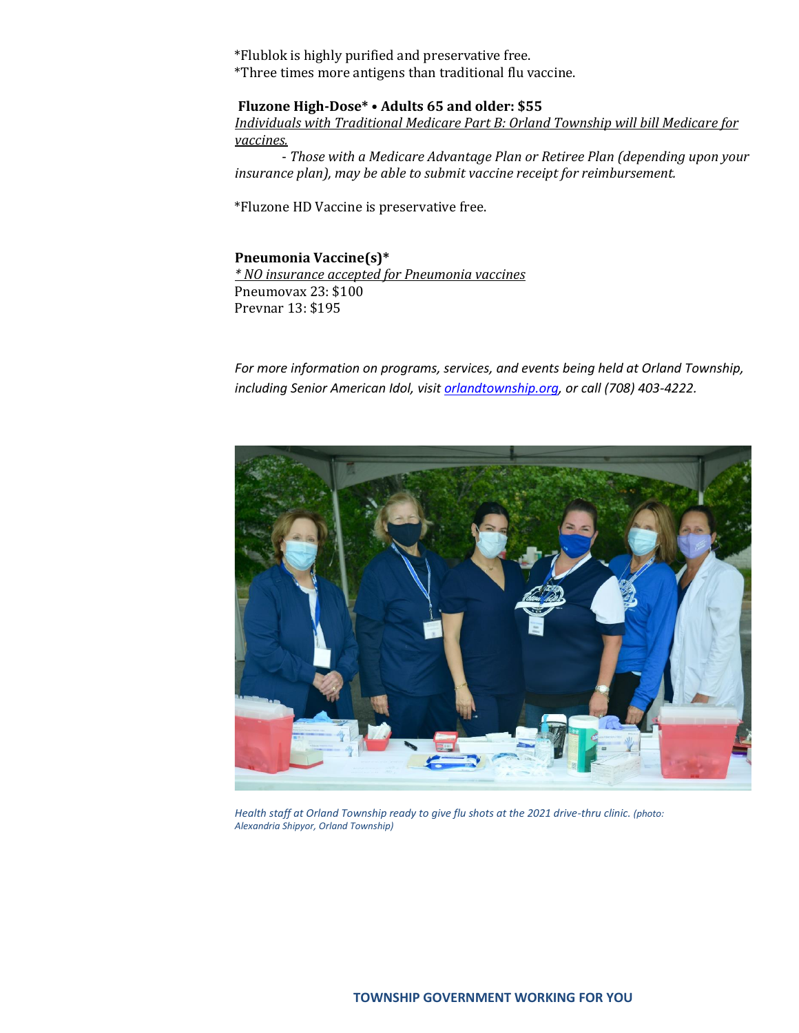*Flublok is highly purified and preservative free.
*Three times more antigens than traditional flu vaccine.

**Fluzone High-Dose* • Adults 65 and older: $55**

*Individuals with Traditional Medicare Part B: Orland Township will bill Medicare for vaccines.*

- *Those with a Medicare Advantage Plan or Retiree Plan (depending upon your insurance plan), may be able to submit vaccine receipt for reimbursement.*

*Fluzone HD Vaccine is preservative free.

**Pneumonia Vaccine(s)***

*\* NO insurance accepted for Pneumonia vaccines*

Pneumovax 23: $100
Prevnar 13: $195

*For more information on programs, services, and events being held at Orland Township, including Senior American Idol, visit [orlandtownship.org](orlandtownship.org), or call (708) 403-4222.*

*Health staff at Orland Township ready to give flu shots at the 2021 drive-thru clinic. (photo: Alexandria Shipyor, Orland Township)*

**TOWNSHIP GOVERNMENT WORKING FOR YOU**